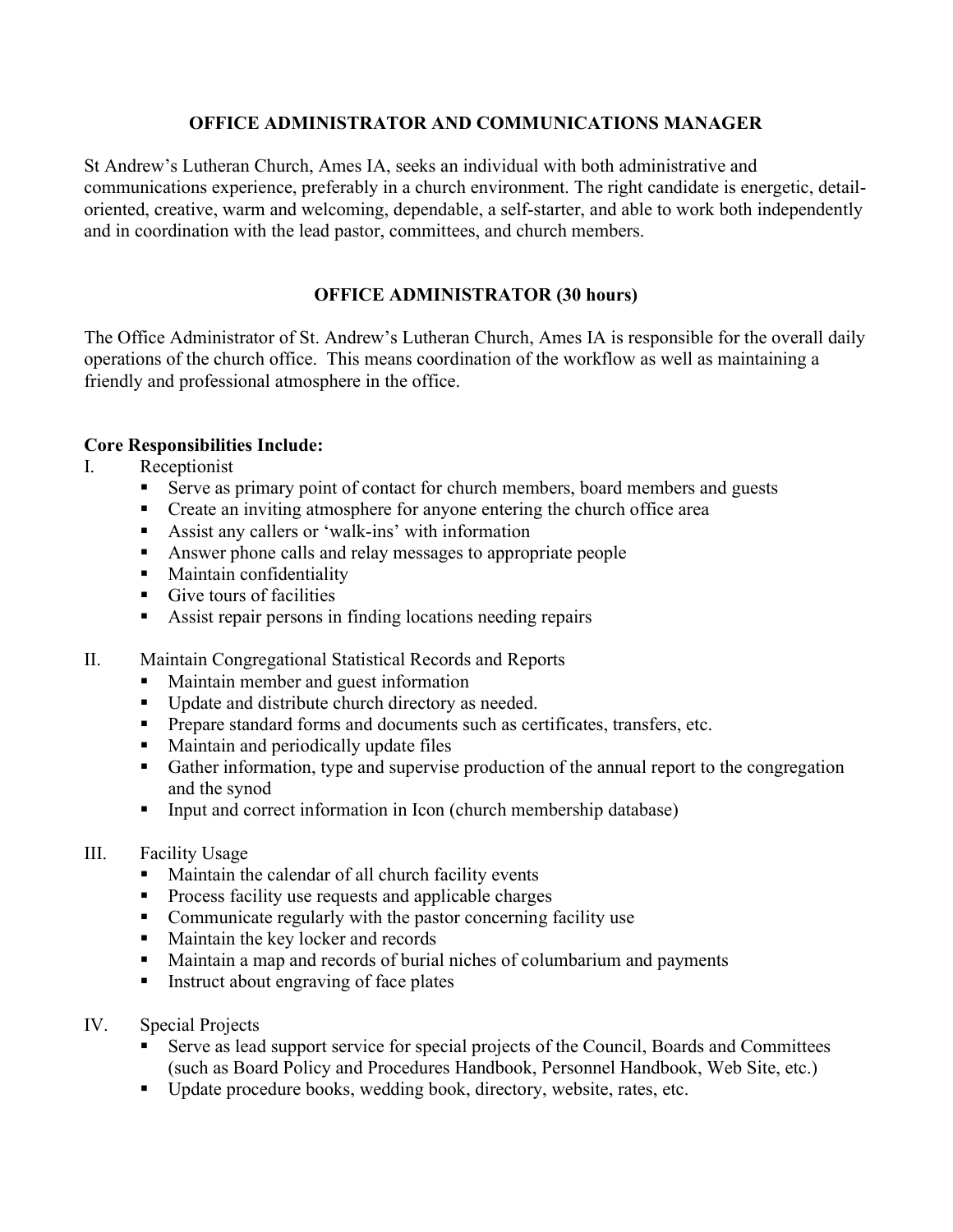# OFFICE ADMINISTRATOR AND COMMUNICATIONS MANAGER

St Andrew's Lutheran Church, Ames IA, seeks an individual with both administrative and communications experience, preferably in a church environment. The right candidate is energetic, detail-oriented, creative, warm and welcoming, dependable, a self-starter, and able to work both independently and in coordination with the lead pastor, committees, and church members.

## OFFICE ADMINISTRATOR (30 hours)

The Office Administrator of St. Andrew's Lutheran Church, Ames IA is responsible for the overall daily operations of the church office. This means coordination of the workflow as well as maintaining a friendly and professional atmosphere in the office.

**Core Responsibilities Include:**

I. Receptionist
- Serve as primary point of contact for church members, board members and guests
- Create an inviting atmosphere for anyone entering the church office area
- Assist any callers or 'walk-ins' with information
- Answer phone calls and relay messages to appropriate people
- Maintain confidentiality
- Give tours of facilities
- Assist repair persons in finding locations needing repairs

II. Maintain Congregational Statistical Records and Reports
- Maintain member and guest information
- Update and distribute church directory as needed.
- Prepare standard forms and documents such as certificates, transfers, etc.
- Maintain and periodically update files
- Gather information, type and supervise production of the annual report to the congregation and the synod
- Input and correct information in Icon (church membership database)

III. Facility Usage
- Maintain the calendar of all church facility events
- Process facility use requests and applicable charges
- Communicate regularly with the pastor concerning facility use
- Maintain the key locker and records
- Maintain a map and records of burial niches of columbarium and payments
- Instruct about engraving of face plates

IV. Special Projects
- Serve as lead support service for special projects of the Council, Boards and Committees (such as Board Policy and Procedures Handbook, Personnel Handbook, Web Site, etc.)
- Update procedure books, wedding book, directory, website, rates, etc.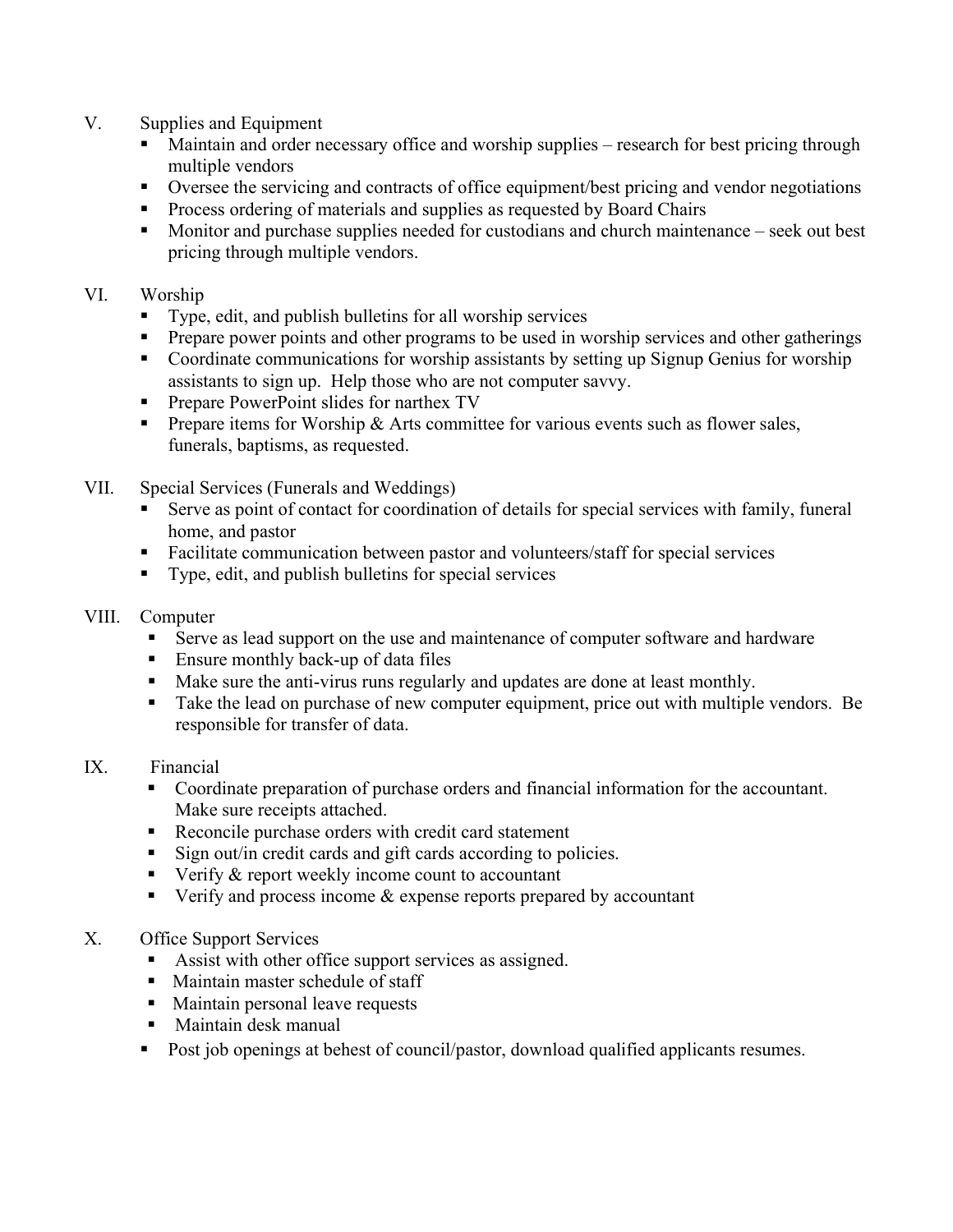V. Supplies and Equipment

- Maintain and order necessary office and worship supplies – research for best pricing through multiple vendors
- Oversee the servicing and contracts of office equipment/best pricing and vendor negotiations
- Process ordering of materials and supplies as requested by Board Chairs
- Monitor and purchase supplies needed for custodians and church maintenance – seek out best pricing through multiple vendors.

VI. Worship

- Type, edit, and publish bulletins for all worship services
- Prepare power points and other programs to be used in worship services and other gatherings
- Coordinate communications for worship assistants by setting up Signup Genius for worship assistants to sign up. Help those who are not computer savvy.
- Prepare PowerPoint slides for narthex TV
- Prepare items for Worship & Arts committee for various events such as flower sales, funerals, baptisms, as requested.

VII. Special Services (Funerals and Weddings)

- Serve as point of contact for coordination of details for special services with family, funeral home, and pastor
- Facilitate communication between pastor and volunteers/staff for special services
- Type, edit, and publish bulletins for special services

VIII. Computer

- Serve as lead support on the use and maintenance of computer software and hardware
- Ensure monthly back-up of data files
- Make sure the anti-virus runs regularly and updates are done at least monthly.
- Take the lead on purchase of new computer equipment, price out with multiple vendors. Be responsible for transfer of data.

IX. Financial

- Coordinate preparation of purchase orders and financial information for the accountant. Make sure receipts attached.
- Reconcile purchase orders with credit card statement
- Sign out/in credit cards and gift cards according to policies.
- Verify & report weekly income count to accountant
- Verify and process income & expense reports prepared by accountant

X. Office Support Services

- Assist with other office support services as assigned.
- Maintain master schedule of staff
- Maintain personal leave requests
- Maintain desk manual
- Post job openings at behest of council/pastor, download qualified applicants resumes.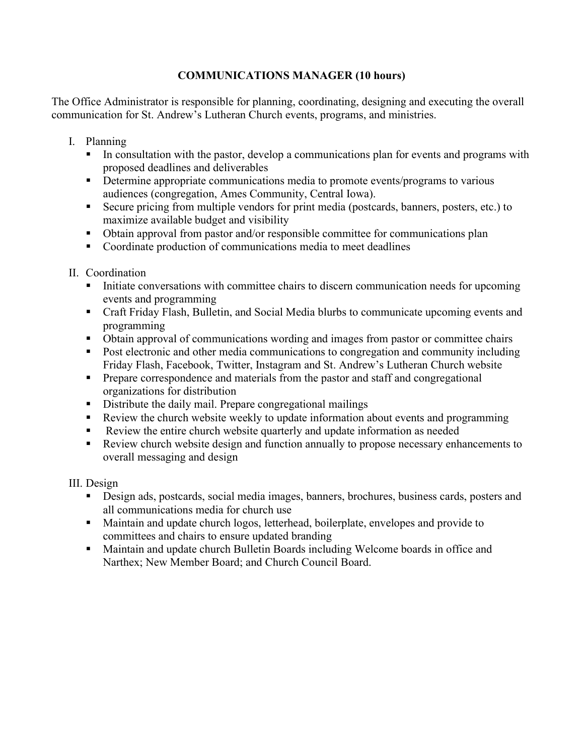## COMMUNICATIONS MANAGER (10 hours)

The Office Administrator is responsible for planning, coordinating, designing and executing the overall communication for St. Andrew's Lutheran Church events, programs, and ministries.

I. Planning
   - In consultation with the pastor, develop a communications plan for events and programs with proposed deadlines and deliverables
   - Determine appropriate communications media to promote events/programs to various audiences (congregation, Ames Community, Central Iowa).
   - Secure pricing from multiple vendors for print media (postcards, banners, posters, etc.) to maximize available budget and visibility
   - Obtain approval from pastor and/or responsible committee for communications plan
   - Coordinate production of communications media to meet deadlines

II. Coordination
   - Initiate conversations with committee chairs to discern communication needs for upcoming events and programming
   - Craft Friday Flash, Bulletin, and Social Media blurbs to communicate upcoming events and programming
   - Obtain approval of communications wording and images from pastor or committee chairs
   - Post electronic and other media communications to congregation and community including Friday Flash, Facebook, Twitter, Instagram and St. Andrew's Lutheran Church website
   - Prepare correspondence and materials from the pastor and staff and congregational organizations for distribution
   - Distribute the daily mail. Prepare congregational mailings
   - Review the church website weekly to update information about events and programming
   - Review the entire church website quarterly and update information as needed
   - Review church website design and function annually to propose necessary enhancements to overall messaging and design

III. Design
   - Design ads, postcards, social media images, banners, brochures, business cards, posters and all communications media for church use
   - Maintain and update church logos, letterhead, boilerplate, envelopes and provide to committees and chairs to ensure updated branding
   - Maintain and update church Bulletin Boards including Welcome boards in office and Narthex; New Member Board; and Church Council Board.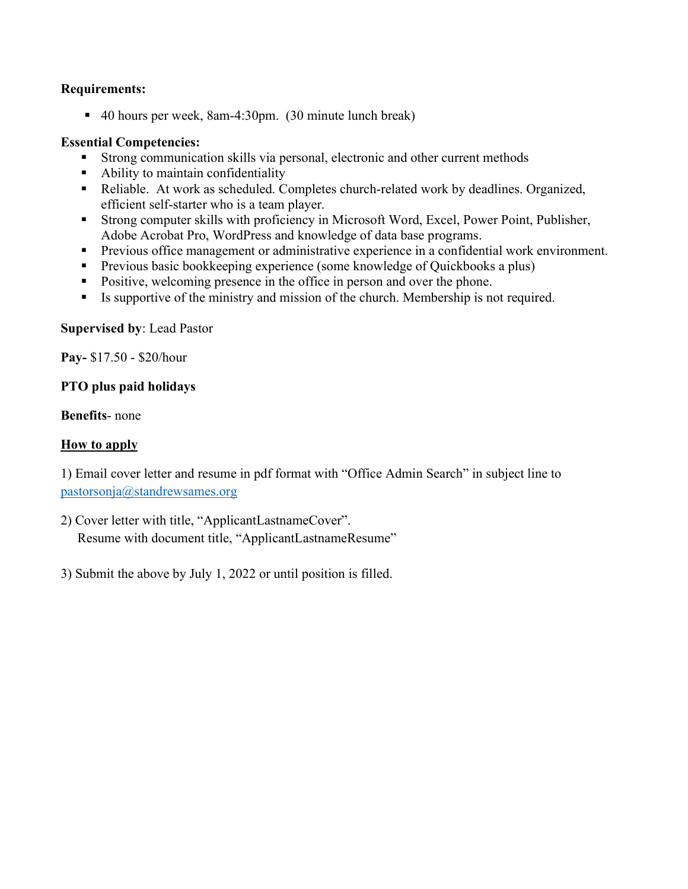**Requirements:**

- 40 hours per week, 8am-4:30pm. (30 minute lunch break)

**Essential Competencies:**

- Strong communication skills via personal, electronic and other current methods
- Ability to maintain confidentiality
- Reliable. At work as scheduled. Completes church-related work by deadlines. Organized, efficient self-starter who is a team player.
- Strong computer skills with proficiency in Microsoft Word, Excel, Power Point, Publisher, Adobe Acrobat Pro, WordPress and knowledge of data base programs.
- Previous office management or administrative experience in a confidential work environment.
- Previous basic bookkeeping experience (some knowledge of Quickbooks a plus)
- Positive, welcoming presence in the office in person and over the phone.
- Is supportive of the ministry and mission of the church. Membership is not required.

**Supervised by**: Lead Pastor

**Pay-** $17.50 - $20/hour

**PTO plus paid holidays**

**Benefits**- none

**How to apply**

1) Email cover letter and resume in pdf format with "Office Admin Search" in subject line to pastorsonja@standrewsames.org

2) Cover letter with title, "ApplicantLastnameCover".
   Resume with document title, "ApplicantLastnameResume"

3) Submit the above by July 1, 2022 or until position is filled.